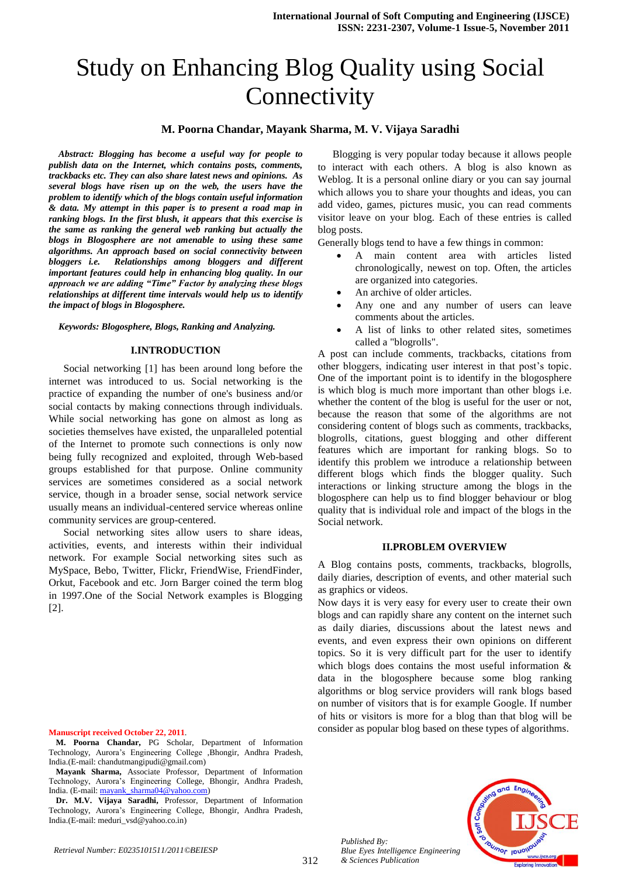# Study on Enhancing Blog Quality using Social Connectivity

**M. Poorna Chandar, Mayank Sharma, M. V. Vijaya Saradhi**

***Abstract: Blogging has become a useful way for people to publish data on the Internet, which contains posts, comments, trackbacks etc. They can also share latest news and opinions. As several blogs have risen up on the web, the users have the problem to identify which of the blogs contain useful information & data. My attempt in this paper is to present a road map in ranking blogs. In the first blush, it appears that this exercise is the same as ranking the general web ranking but actually the blogs in Blogosphere are not amenable to using these same algorithms. An approach based on social connectivity between bloggers i.e. Relationships among bloggers and different important features could help in enhancing blog quality. In our approach we are adding "Time" Factor by analyzing these blogs relationships at different time intervals would help us to identify the impact of blogs in Blogosphere.***

***Keywords: Blogosphere, Blogs, Ranking and Analyzing.***

## I.INTRODUCTION

Social networking [1] has been around long before the internet was introduced to us. Social networking is the practice of expanding the number of one's business and/or social contacts by making connections through individuals. While social networking has gone on almost as long as societies themselves have existed, the unparalleled potential of the Internet to promote such connections is only now being fully recognized and exploited, through Web-based groups established for that purpose. Online community services are sometimes considered as a social network service, though in a broader sense, social network service usually means an individual-centered service whereas online community services are group-centered.

Social networking sites allow users to share ideas, activities, events, and interests within their individual network. For example Social networking sites such as MySpace, Bebo, Twitter, Flickr, FriendWise, FriendFinder, Orkut, Facebook and etc. Jorn Barger coined the term blog in 1997.One of the Social Network examples is Blogging [2].

Blogging is very popular today because it allows people to interact with each others. A blog is also known as Weblog. It is a personal online diary or you can say journal which allows you to share your thoughts and ideas, you can add video, games, pictures music, you can read comments visitor leave on your blog. Each of these entries is called blog posts.

Generally blogs tend to have a few things in common:

- A main content area with articles listed chronologically, newest on top. Often, the articles are organized into categories.
- An archive of older articles.
- Any one and any number of users can leave comments about the articles.
- A list of links to other related sites, sometimes called a "blogrolls".

A post can include comments, trackbacks, citations from other bloggers, indicating user interest in that post's topic. One of the important point is to identify in the blogosphere is which blog is much more important than other blogs i.e. whether the content of the blog is useful for the user or not, because the reason that some of the algorithms are not considering content of blogs such as comments, trackbacks, blogrolls, citations, guest blogging and other different features which are important for ranking blogs. So to identify this problem we introduce a relationship between different blogs which finds the blogger quality. Such interactions or linking structure among the blogs in the blogosphere can help us to find blogger behaviour or blog quality that is individual role and impact of the blogs in the Social network.

## II.PROBLEM OVERVIEW

A Blog contains posts, comments, trackbacks, blogrolls, daily diaries, description of events, and other material such as graphics or videos.

Now days it is very easy for every user to create their own blogs and can rapidly share any content on the internet such as daily diaries, discussions about the latest news and events, and even express their own opinions on different topics. So it is very difficult part for the user to identify which blogs does contains the most useful information & data in the blogosphere because some blog ranking algorithms or blog service providers will rank blogs based on number of visitors that is for example Google. If number of hits or visitors is more for a blog than that blog will be consider as popular blog based on these types of algorithms.

---

Manuscript received October 22, 2011.

**M. Poorna Chandar,** PG Scholar, Department of Information Technology, Aurora's Engineering College ,Bhongir, Andhra Pradesh, India.(E-mail: chandutmangipudi@gmail.com)

**Mayank Sharma,** Associate Professor, Department of Information Technology, Aurora's Engineering College, Bhongir, Andhra Pradesh, India. (E-mail: mayank_sharma04@yahoo.com)

**Dr. M.V. Vijaya Saradhi,** Professor, Department of Information Technology, Aurora's Engineering College, Bhongir, Andhra Pradesh, India.(E-mail: meduri_vsd@yahoo.co.in)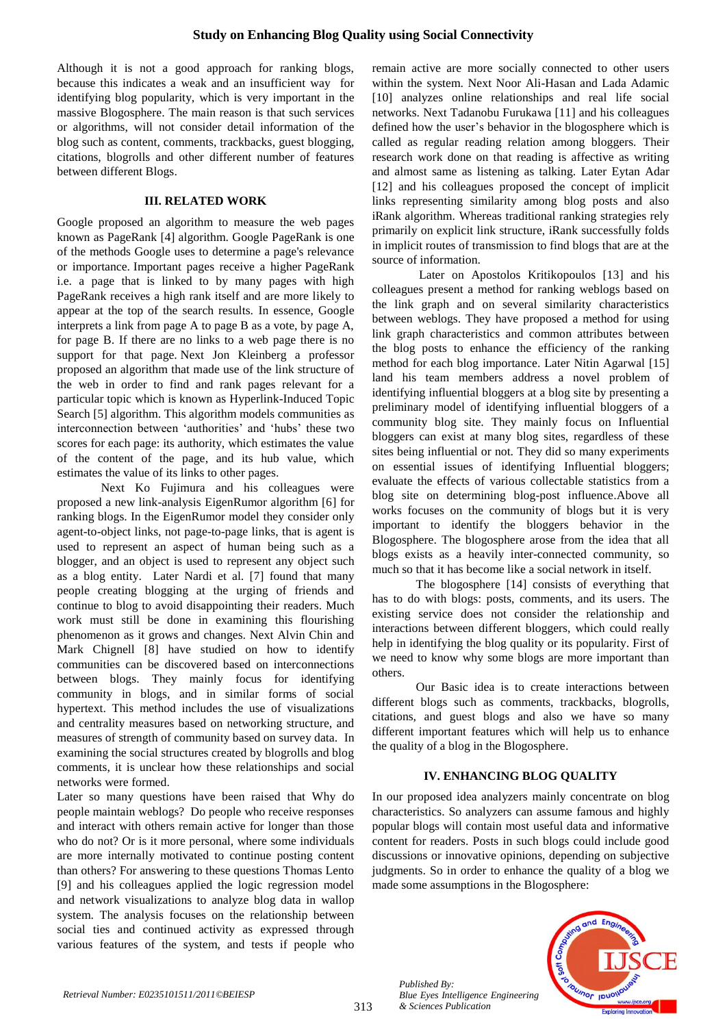Although it is not a good approach for ranking blogs, because this indicates a weak and an insufficient way for identifying blog popularity, which is very important in the massive Blogosphere. The main reason is that such services or algorithms, will not consider detail information of the blog such as content, comments, trackbacks, guest blogging, citations, blogrolls and other different number of features between different Blogs.

## III. RELATED WORK

Google proposed an algorithm to measure the web pages known as PageRank [4] algorithm. Google PageRank is one of the methods Google uses to determine a page's relevance or importance. Important pages receive a higher PageRank i.e. a page that is linked to by many pages with high PageRank receives a high rank itself and are more likely to appear at the top of the search results. In essence, Google interprets a link from page A to page B as a vote, by page A, for page B. If there are no links to a web page there is no support for that page. Next Jon Kleinberg a professor proposed an algorithm that made use of the link structure of the web in order to find and rank pages relevant for a particular topic which is known as Hyperlink-Induced Topic Search [5] algorithm. This algorithm models communities as interconnection between 'authorities' and 'hubs' these two scores for each page: its authority, which estimates the value of the content of the page, and its hub value, which estimates the value of its links to other pages.

Next Ko Fujimura and his colleagues were proposed a new link-analysis EigenRumor algorithm [6] for ranking blogs. In the EigenRumor model they consider only agent-to-object links, not page-to-page links, that is agent is used to represent an aspect of human being such as a blogger, and an object is used to represent any object such as a blog entity. Later Nardi et al. [7] found that many people creating blogging at the urging of friends and continue to blog to avoid disappointing their readers. Much work must still be done in examining this flourishing phenomenon as it grows and changes. Next Alvin Chin and Mark Chignell [8] have studied on how to identify communities can be discovered based on interconnections between blogs. They mainly focus for identifying community in blogs, and in similar forms of social hypertext. This method includes the use of visualizations and centrality measures based on networking structure, and measures of strength of community based on survey data. In examining the social structures created by blogrolls and blog comments, it is unclear how these relationships and social networks were formed.

Later so many questions have been raised that Why do people maintain weblogs? Do people who receive responses and interact with others remain active for longer than those who do not? Or is it more personal, where some individuals are more internally motivated to continue posting content than others? For answering to these questions Thomas Lento [9] and his colleagues applied the logic regression model and network visualizations to analyze blog data in wallop system. The analysis focuses on the relationship between social ties and continued activity as expressed through various features of the system, and tests if people who remain active are more socially connected to other users within the system. Next Noor Ali-Hasan and Lada Adamic [10] analyzes online relationships and real life social networks. Next Tadanobu Furukawa [11] and his colleagues defined how the user's behavior in the blogosphere which is called as regular reading relation among bloggers. Their research work done on that reading is affective as writing and almost same as listening as talking. Later Eytan Adar [12] and his colleagues proposed the concept of implicit links representing similarity among blog posts and also iRank algorithm. Whereas traditional ranking strategies rely primarily on explicit link structure, iRank successfully folds in implicit routes of transmission to find blogs that are at the source of information.

Later on Apostolos Kritikopoulos [13] and his colleagues present a method for ranking weblogs based on the link graph and on several similarity characteristics between weblogs. They have proposed a method for using link graph characteristics and common attributes between the blog posts to enhance the efficiency of the ranking method for each blog importance. Later Nitin Agarwal [15] land his team members address a novel problem of identifying influential bloggers at a blog site by presenting a preliminary model of identifying influential bloggers of a community blog site. They mainly focus on Influential bloggers can exist at many blog sites, regardless of these sites being influential or not. They did so many experiments on essential issues of identifying Influential bloggers; evaluate the effects of various collectable statistics from a blog site on determining blog-post influence.Above all works focuses on the community of blogs but it is very important to identify the bloggers behavior in the Blogosphere. The blogosphere arose from the idea that all blogs exists as a heavily inter-connected community, so much so that it has become like a social network in itself.

The blogosphere [14] consists of everything that has to do with blogs: posts, comments, and its users. The existing service does not consider the relationship and interactions between different bloggers, which could really help in identifying the blog quality or its popularity. First of we need to know why some blogs are more important than others.

Our Basic idea is to create interactions between different blogs such as comments, trackbacks, blogrolls, citations, and guest blogs and also we have so many different important features which will help us to enhance the quality of a blog in the Blogosphere.

## IV. ENHANCING BLOG QUALITY

In our proposed idea analyzers mainly concentrate on blog characteristics. So analyzers can assume famous and highly popular blogs will contain most useful data and informative content for readers. Posts in such blogs could include good discussions or innovative opinions, depending on subjective judgments. So in order to enhance the quality of a blog we made some assumptions in the Blogosphere: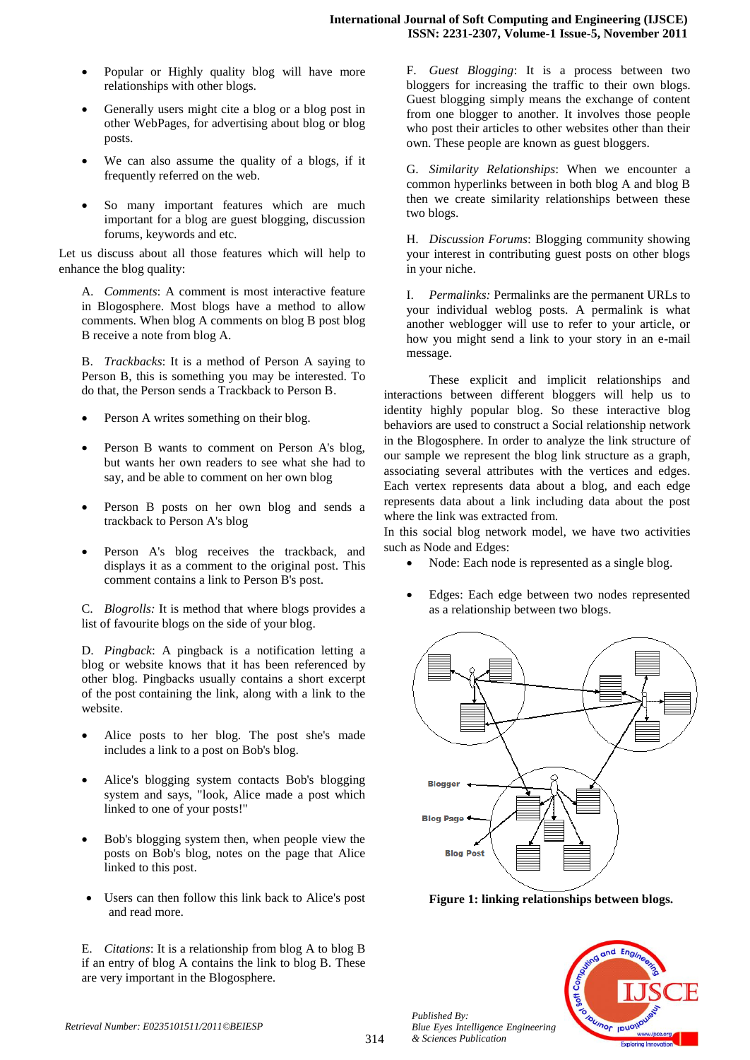- Popular or Highly quality blog will have more relationships with other blogs.
- Generally users might cite a blog or a blog post in other WebPages, for advertising about blog or blog posts.
- We can also assume the quality of a blogs, if it frequently referred on the web.
- So many important features which are much important for a blog are guest blogging, discussion forums, keywords and etc.

Let us discuss about all those features which will help to enhance the blog quality:

A. *Comments*: A comment is most interactive feature in Blogosphere. Most blogs have a method to allow comments. When blog A comments on blog B post blog B receive a note from blog A.

B. *Trackbacks*: It is a method of Person A saying to Person B, this is something you may be interested. To do that, the Person sends a Trackback to Person B.

- Person A writes something on their blog.
- Person B wants to comment on Person A's blog, but wants her own readers to see what she had to say, and be able to comment on her own blog
- Person B posts on her own blog and sends a trackback to Person A's blog
- Person A's blog receives the trackback, and displays it as a comment to the original post. This comment contains a link to Person B's post.

C. *Blogrolls:* It is method that where blogs provides a list of favourite blogs on the side of your blog.

D. *Pingback*: A pingback is a notification letting a blog or website knows that it has been referenced by other blog. Pingbacks usually contains a short excerpt of the post containing the link, along with a link to the website.

- Alice posts to her blog. The post she's made includes a link to a post on Bob's blog.
- Alice's blogging system contacts Bob's blogging system and says, "look, Alice made a post which linked to one of your posts!"
- Bob's blogging system then, when people view the posts on Bob's blog, notes on the page that Alice linked to this post.
- Users can then follow this link back to Alice's post and read more.

E. *Citations*: It is a relationship from blog A to blog B if an entry of blog A contains the link to blog B. These are very important in the Blogosphere.

F. *Guest Blogging*: It is a process between two bloggers for increasing the traffic to their own blogs. Guest blogging simply means the exchange of content from one blogger to another. It involves those people who post their articles to other websites other than their own. These people are known as guest bloggers.

G. *Similarity Relationships*: When we encounter a common hyperlinks between in both blog A and blog B then we create similarity relationships between these two blogs.

H. *Discussion Forums*: Blogging community showing your interest in contributing guest posts on other blogs in your niche.

I. *Permalinks:* Permalinks are the permanent URLs to your individual weblog posts. A permalink is what another weblogger will use to refer to your article, or how you might send a link to your story in an e-mail message.

These explicit and implicit relationships and interactions between different bloggers will help us to identity highly popular blog. So these interactive blog behaviors are used to construct a Social relationship network in the Blogosphere. In order to analyze the link structure of our sample we represent the blog link structure as a graph, associating several attributes with the vertices and edges. Each vertex represents data about a blog, and each edge represents data about a link including data about the post where the link was extracted from.

In this social blog network model, we have two activities such as Node and Edges:

- Node: Each node is represented as a single blog.
- Edges: Each edge between two nodes represented as a relationship between two blogs.

**Figure 1: linking relationships between blogs.**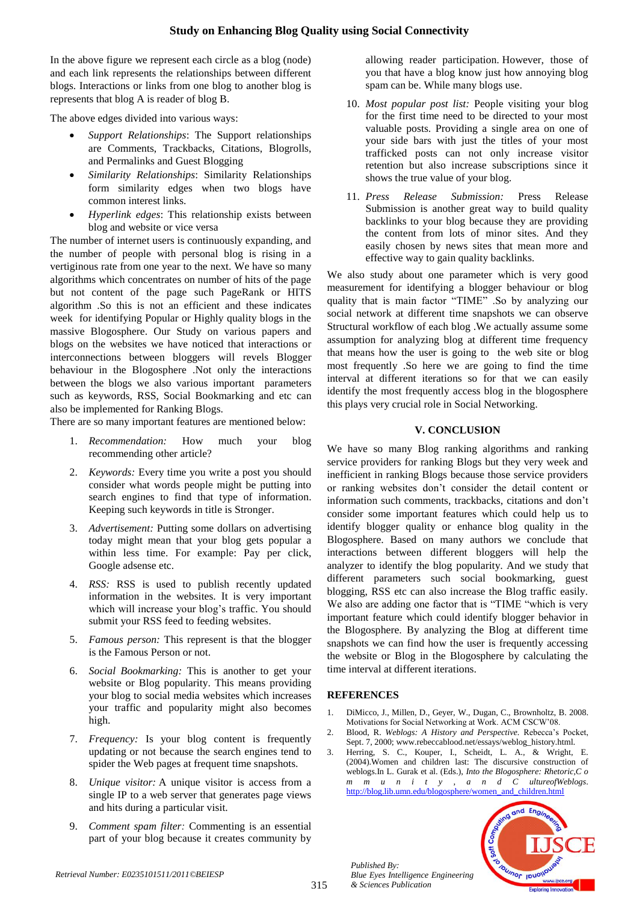In the above figure we represent each circle as a blog (node) and each link represents the relationships between different blogs. Interactions or links from one blog to another blog is represents that blog A is reader of blog B.

The above edges divided into various ways:

- *Support Relationships*: The Support relationships are Comments, Trackbacks, Citations, Blogrolls, and Permalinks and Guest Blogging
- *Similarity Relationships*: Similarity Relationships form similarity edges when two blogs have common interest links.
- *Hyperlink edges*: This relationship exists between blog and website or vice versa

The number of internet users is continuously expanding, and the number of people with personal blog is rising in a vertiginous rate from one year to the next. We have so many algorithms which concentrates on number of hits of the page but not content of the page such PageRank or HITS algorithm .So this is not an efficient and these indicates week for identifying Popular or Highly quality blogs in the massive Blogosphere. Our Study on various papers and blogs on the websites we have noticed that interactions or interconnections between bloggers will revels Blogger behaviour in the Blogosphere .Not only the interactions between the blogs we also various important parameters such as keywords, RSS, Social Bookmarking and etc can also be implemented for Ranking Blogs.

There are so many important features are mentioned below:

1. *Recommendation:* How much your blog recommending other article?
2. *Keywords:* Every time you write a post you should consider what words people might be putting into search engines to find that type of information. Keeping such keywords in title is Stronger.
3. *Advertisement:* Putting some dollars on advertising today might mean that your blog gets popular a within less time. For example: Pay per click, Google adsense etc.
4. *RSS:* RSS is used to publish recently updated information in the websites. It is very important which will increase your blog's traffic. You should submit your RSS feed to feeding websites.
5. *Famous person:* This represent is that the blogger is the Famous Person or not.
6. *Social Bookmarking:* This is another to get your website or Blog popularity. This means providing your blog to social media websites which increases your traffic and popularity might also becomes high.
7. *Frequency:* Is your blog content is frequently updating or not because the search engines tend to spider the Web pages at frequent time snapshots.
8. *Unique visitor:* A unique visitor is access from a single IP to a web server that generates page views and hits during a particular visit.
9. *Comment spam filter:* Commenting is an essential part of your blog because it creates community by allowing reader participation. However, those of you that have a blog know just how annoying blog spam can be. While many blogs use.
10. *Most popular post list:* People visiting your blog for the first time need to be directed to your most valuable posts. Providing a single area on one of your side bars with just the titles of your most trafficked posts can not only increase visitor retention but also increase subscriptions since it shows the true value of your blog.
11. *Press Release Submission:* Press Release Submission is another great way to build quality backlinks to your blog because they are providing the content from lots of minor sites. And they easily chosen by news sites that mean more and effective way to gain quality backlinks.

We also study about one parameter which is very good measurement for identifying a blogger behaviour or blog quality that is main factor "TIME" .So by analyzing our social network at different time snapshots we can observe Structural workflow of each blog .We actually assume some assumption for analyzing blog at different time frequency that means how the user is going to the web site or blog most frequently .So here we are going to find the time interval at different iterations so for that we can easily identify the most frequently access blog in the blogosphere this plays very crucial role in Social Networking.

## V. CONCLUSION

We have so many Blog ranking algorithms and ranking service providers for ranking Blogs but they very week and inefficient in ranking Blogs because those service providers or ranking websites don't consider the detail content or information such comments, trackbacks, citations and don't consider some important features which could help us to identify blogger quality or enhance blog quality in the Blogosphere. Based on many authors we conclude that interactions between different bloggers will help the analyzer to identify the blog popularity. And we study that different parameters such social bookmarking, guest blogging, RSS etc can also increase the Blog traffic easily. We also are adding one factor that is "TIME "which is very important feature which could identify blogger behavior in the Blogosphere. By analyzing the Blog at different time snapshots we can find how the user is frequently accessing the website or Blog in the Blogosphere by calculating the time interval at different iterations.

## REFERENCES

1. DiMicco, J., Millen, D., Geyer, W., Dugan, C., Brownholtz, B. 2008. Motivations for Social Networking at Work. ACM CSCW'08.
2. Blood, R. *Weblogs: A History and Perspective.* Rebecca's Pocket, Sept. 7, 2000; www.rebeccablood.net/essays/weblog_history.html.
3. Herring, S. C., Kouper, I., Scheidt, L. A., & Wright, E. (2004).Women and children last: The discursive construction of weblogs.In L. Gurak et al. (Eds.), *Into the Blogosphere: Rhetoric,Community, and CultureofWeblogs*. http://blog.lib.umn.edu/blogosphere/women_and_children.html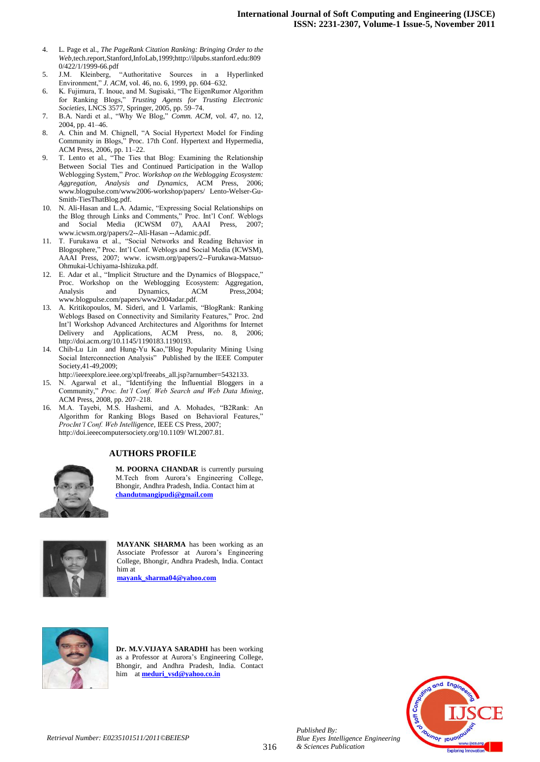4. L. Page et al., *The PageRank Citation Ranking: Bringing Order to the Web*,tech.report,Stanford,InfoLab,1999;http://ilpubs.stanford.edu:8090/422/1/1999-66.pdf
5. J.M. Kleinberg, "Authoritative Sources in a Hyperlinked Environment," *J. ACM*, vol. 46, no. 6, 1999, pp. 604–632.
6. K. Fujimura, T. Inoue, and M. Sugisaki, "The EigenRumor Algorithm for Ranking Blogs," *Trusting Agents for Trusting Electronic Societies*, LNCS 3577, Springer, 2005, pp. 59–74.
7. B.A. Nardi et al., "Why We Blog," *Comm. ACM*, vol. 47, no. 12, 2004, pp. 41–46.
8. A. Chin and M. Chignell, "A Social Hypertext Model for Finding Community in Blogs," Proc. 17th Conf. Hypertext and Hypermedia, ACM Press, 2006, pp. 11–22.
9. T. Lento et al., "The Ties that Blog: Examining the Relationship Between Social Ties and Continued Participation in the Wallop Weblogging System," *Proc. Workshop on the Weblogging Ecosystem: Aggregation, Analysis and Dynamics*, ACM Press, 2006; www.blogpulse.com/www2006-workshop/papers/ Lento-Welser-Gu-Smith-TiesThatBlog.pdf.
10. N. Ali-Hasan and L.A. Adamic, "Expressing Social Relationships on the Blog through Links and Comments," Proc. Int'l Conf. Weblogs and Social Media (ICWSM 07), AAAI Press, 2007; www.icwsm.org/papers/2--Ali-Hasan --Adamic.pdf.
11. T. Furukawa et al., "Social Networks and Reading Behavior in Blogosphere," Proc. Int'l Conf. Weblogs and Social Media (ICWSM), AAAI Press, 2007; www. icwsm.org/papers/2--Furukawa-Matsuo-Ohmukai-Uchiyama-Ishizuka.pdf.
12. E. Adar et al., "Implicit Structure and the Dynamics of Blogspace," Proc. Workshop on the Weblogging Ecosystem: Aggregation, Analysis and Dynamics, ACM Press,2004; www.blogpulse.com/papers/www2004adar.pdf.
13. A. Kritikopoulos, M. Sideri, and I. Varlamis, "BlogRank: Ranking Weblogs Based on Connectivity and Similarity Features," Proc. 2nd Int'l Workshop Advanced Architectures and Algorithms for Internet Delivery and Applications, ACM Press, no. 8, 2006; http://doi.acm.org/10.1145/1190183.1190193.
14. Chih-Lu Lin and Hung-Yu Kao,"Blog Popularity Mining Using Social Interconnection Analysis" Published by the IEEE Computer Society,41-49,2009; http://ieeexplore.ieee.org/xpl/freeabs_all.jsp?arnumber=5432133.
15. N. Agarwal et al., "Identifying the Influential Bloggers in a Community," *Proc. Int'l Conf. Web Search and Web Data Mining*, ACM Press, 2008, pp. 207–218.
16. M.A. Tayebi, M.S. Hashemi, and A. Mohades, "B2Rank: An Algorithm for Ranking Blogs Based on Behavioral Features," *ProcInt'l Conf. Web Intelligence*, IEEE CS Press, 2007; http://doi.ieeecomputersociety.org/10.1109/ WI.2007.81.

## AUTHORS PROFILE

**M. POORNA CHANDAR** is currently pursuing M.Tech from Aurora's Engineering College, Bhongir, Andhra Pradesh, India. Contact him at **chandutmangipudi@gmail.com**

**MAYANK SHARMA** has been working as an Associate Professor at Aurora's Engineering College, Bhongir, Andhra Pradesh, India. Contact him at **mayank_sharma04@yahoo.com**

**Dr. M.V.VIJAYA SARADHI** has been working as a Professor at Aurora's Engineering College, Bhongir, and Andhra Pradesh, India. Contact him at **meduri_vsd@yahoo.co.in**